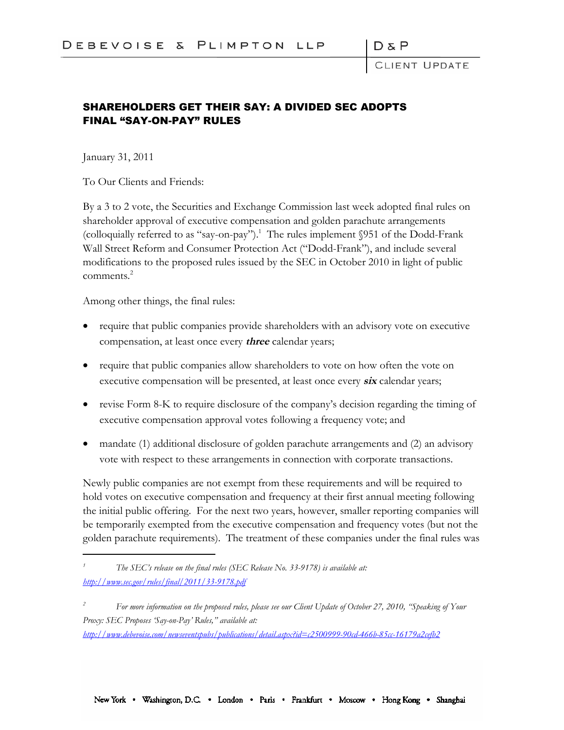# SHAREHOLDERS GET THEIR SAY: A DIVIDED SEC ADOPTS FINAL "SAY-ON-PAY" RULES

January 31, 2011

To Our Clients and Friends:

By a 3 to 2 vote, the Securities and Exchange Commission last week adopted final rules on shareholder approval of executive compensation and golden parachute arrangements (colloquially referred to as "say-on-pay").[1] The rules implement §951 of the Dodd-Frank Wall Street Reform and Consumer Protection Act ("Dodd-Frank"), and include several modifications to the proposed rules issued by the SEC in October 2010 in light of public comments.[2]

Among other things, the final rules:

- require that public companies provide shareholders with an advisory vote on executive compensation, at least once every ***three*** calendar years;
- require that public companies allow shareholders to vote on how often the vote on executive compensation will be presented, at least once every ***six*** calendar years;
- revise Form 8-K to require disclosure of the company's decision regarding the timing of executive compensation approval votes following a frequency vote; and
- mandate (1) additional disclosure of golden parachute arrangements and (2) an advisory vote with respect to these arrangements in connection with corporate transactions.

Newly public companies are not exempt from these requirements and will be required to hold votes on executive compensation and frequency at their first annual meeting following the initial public offering. For the next two years, however, smaller reporting companies will be temporarily exempted from the executive compensation and frequency votes (but not the golden parachute requirements). The treatment of these companies under the final rules was

---

[1] *The SEC's release on the final rules (SEC Release No. 33-9178) is available at: http://www.sec.gov/rules/final/2011/33-9178.pdf*

[2] *For more information on the proposed rules, please see our Client Update of October 27, 2010, "Speaking of Your Proxy: SEC Proposes 'Say-on-Pay' Rules," available at: http://www.debevoise.com/newseventspubs/publications/detail.aspx?id=c2500999-90cd-466b-85cc-16179a2cefb2*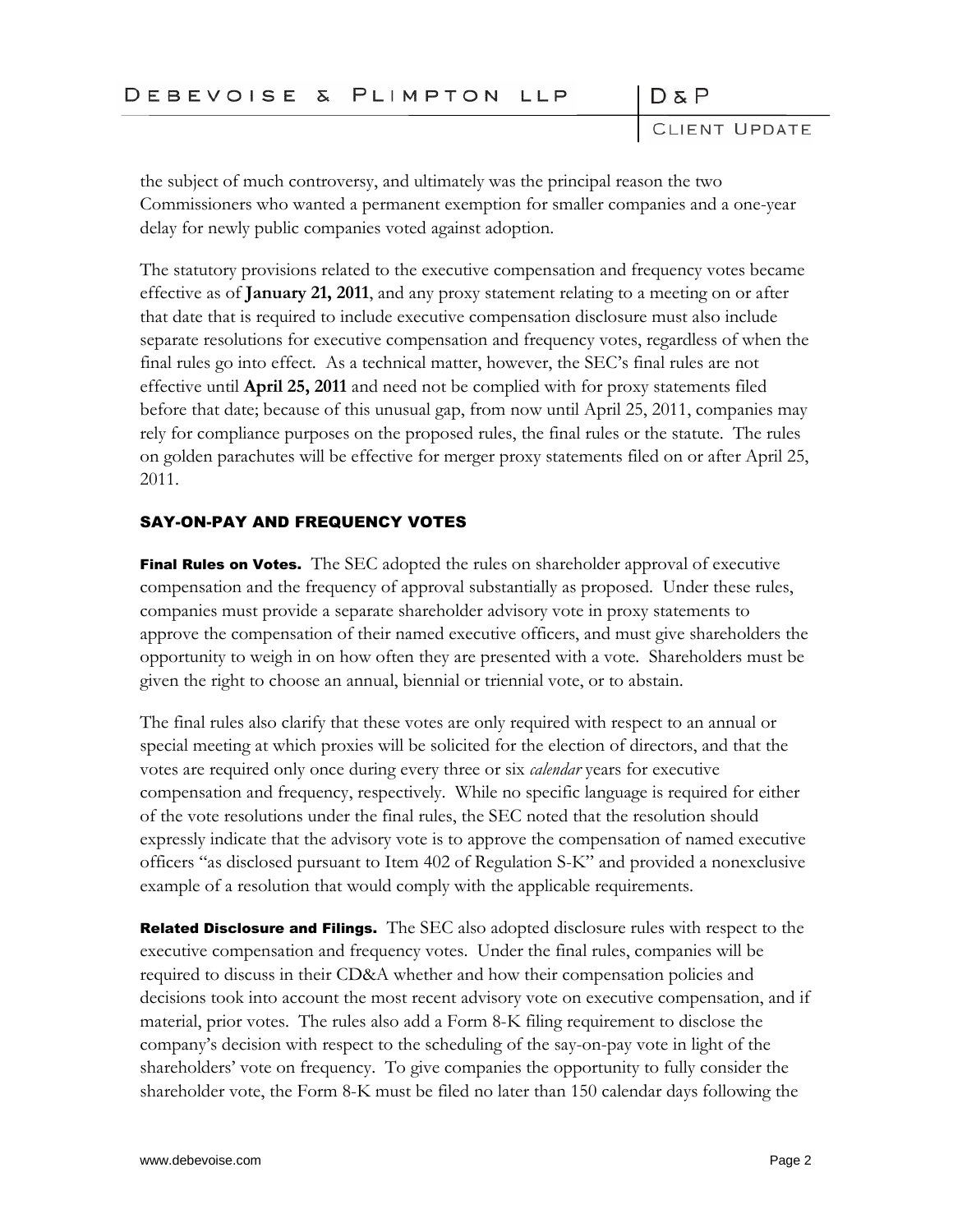the subject of much controversy, and ultimately was the principal reason the two Commissioners who wanted a permanent exemption for smaller companies and a one-year delay for newly public companies voted against adoption.

The statutory provisions related to the executive compensation and frequency votes became effective as of **January 21, 2011**, and any proxy statement relating to a meeting on or after that date that is required to include executive compensation disclosure must also include separate resolutions for executive compensation and frequency votes, regardless of when the final rules go into effect. As a technical matter, however, the SEC's final rules are not effective until **April 25, 2011** and need not be complied with for proxy statements filed before that date; because of this unusual gap, from now until April 25, 2011, companies may rely for compliance purposes on the proposed rules, the final rules or the statute. The rules on golden parachutes will be effective for merger proxy statements filed on or after April 25, 2011.

## SAY-ON-PAY AND FREQUENCY VOTES

**Final Rules on Votes.** The SEC adopted the rules on shareholder approval of executive compensation and the frequency of approval substantially as proposed. Under these rules, companies must provide a separate shareholder advisory vote in proxy statements to approve the compensation of their named executive officers, and must give shareholders the opportunity to weigh in on how often they are presented with a vote. Shareholders must be given the right to choose an annual, biennial or triennial vote, or to abstain.

The final rules also clarify that these votes are only required with respect to an annual or special meeting at which proxies will be solicited for the election of directors, and that the votes are required only once during every three or six *calendar* years for executive compensation and frequency, respectively. While no specific language is required for either of the vote resolutions under the final rules, the SEC noted that the resolution should expressly indicate that the advisory vote is to approve the compensation of named executive officers "as disclosed pursuant to Item 402 of Regulation S-K" and provided a nonexclusive example of a resolution that would comply with the applicable requirements.

**Related Disclosure and Filings.** The SEC also adopted disclosure rules with respect to the executive compensation and frequency votes. Under the final rules, companies will be required to discuss in their CD&A whether and how their compensation policies and decisions took into account the most recent advisory vote on executive compensation, and if material, prior votes. The rules also add a Form 8-K filing requirement to disclose the company's decision with respect to the scheduling of the say-on-pay vote in light of the shareholders' vote on frequency. To give companies the opportunity to fully consider the shareholder vote, the Form 8-K must be filed no later than 150 calendar days following the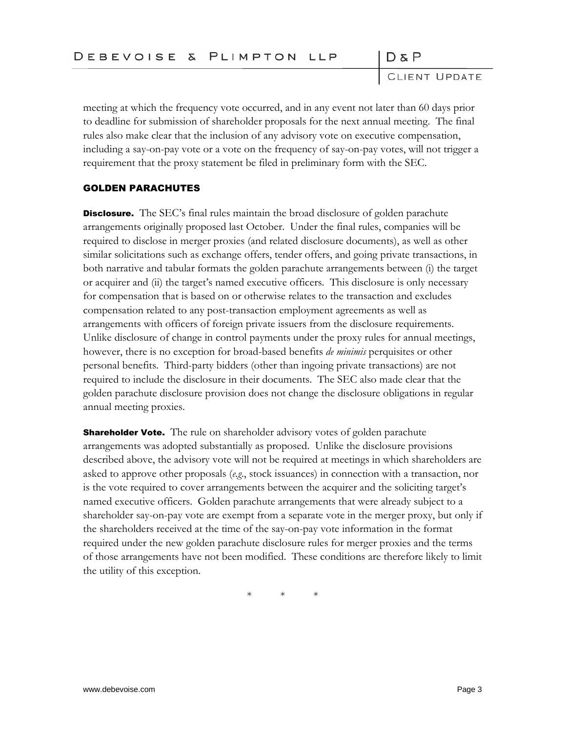meeting at which the frequency vote occurred, and in any event not later than 60 days prior to deadline for submission of shareholder proposals for the next annual meeting. The final rules also make clear that the inclusion of any advisory vote on executive compensation, including a say-on-pay vote or a vote on the frequency of say-on-pay votes, will not trigger a requirement that the proxy statement be filed in preliminary form with the SEC.

## GOLDEN PARACHUTES

**Disclosure.** The SEC's final rules maintain the broad disclosure of golden parachute arrangements originally proposed last October. Under the final rules, companies will be required to disclose in merger proxies (and related disclosure documents), as well as other similar solicitations such as exchange offers, tender offers, and going private transactions, in both narrative and tabular formats the golden parachute arrangements between (i) the target or acquirer and (ii) the target's named executive officers. This disclosure is only necessary for compensation that is based on or otherwise relates to the transaction and excludes compensation related to any post-transaction employment agreements as well as arrangements with officers of foreign private issuers from the disclosure requirements. Unlike disclosure of change in control payments under the proxy rules for annual meetings, however, there is no exception for broad-based benefits *de minimis* perquisites or other personal benefits. Third-party bidders (other than ingoing private transactions) are not required to include the disclosure in their documents. The SEC also made clear that the golden parachute disclosure provision does not change the disclosure obligations in regular annual meeting proxies.

**Shareholder Vote.** The rule on shareholder advisory votes of golden parachute arrangements was adopted substantially as proposed. Unlike the disclosure provisions described above, the advisory vote will not be required at meetings in which shareholders are asked to approve other proposals (*e.g.*, stock issuances) in connection with a transaction, nor is the vote required to cover arrangements between the acquirer and the soliciting target's named executive officers. Golden parachute arrangements that were already subject to a shareholder say-on-pay vote are exempt from a separate vote in the merger proxy, but only if the shareholders received at the time of the say-on-pay vote information in the format required under the new golden parachute disclosure rules for merger proxies and the terms of those arrangements have not been modified. These conditions are therefore likely to limit the utility of this exception.

\* \* \*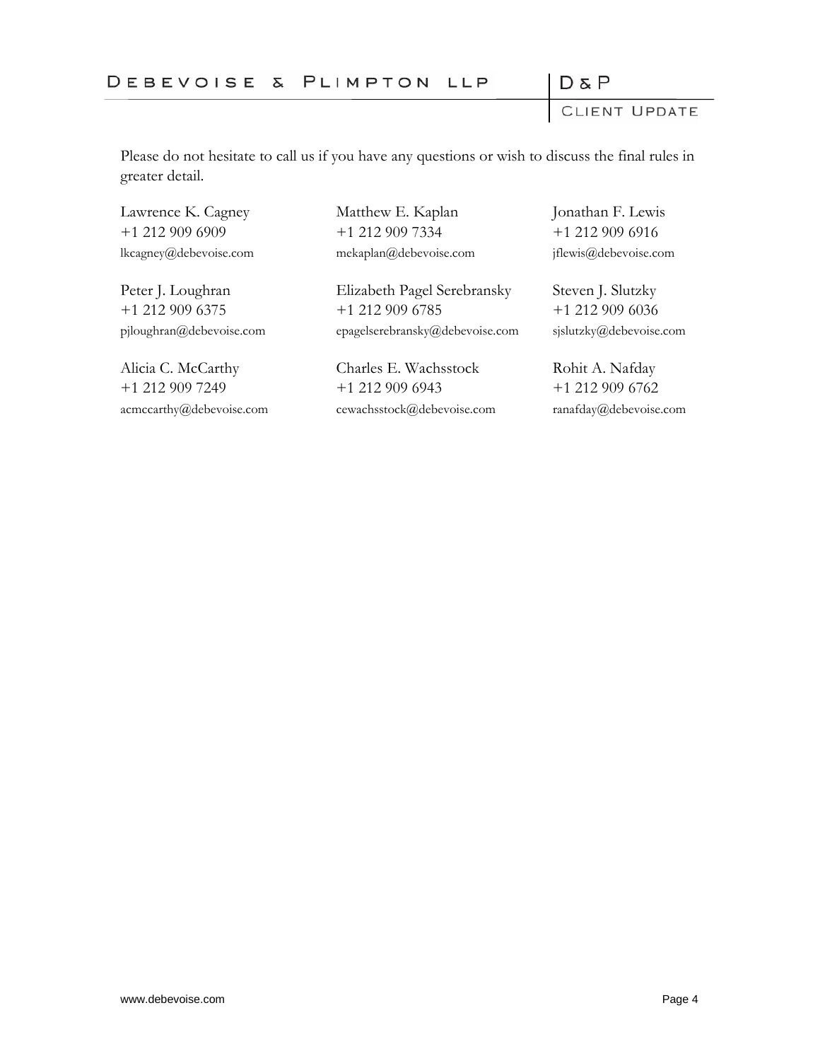Please do not hesitate to call us if you have any questions or wish to discuss the final rules in greater detail.

Lawrence K. Cagney
+1 212 909 6909
lkcagney@debevoise.com

Matthew E. Kaplan
+1 212 909 7334
mekaplan@debevoise.com

Jonathan F. Lewis
+1 212 909 6916
jflewis@debevoise.com

Peter J. Loughran
+1 212 909 6375
pjloughran@debevoise.com

Elizabeth Pagel Serebransky
+1 212 909 6785
epagelserebransky@debevoise.com

Steven J. Slutzky
+1 212 909 6036
sjslutzky@debevoise.com

Alicia C. McCarthy
+1 212 909 7249
acmccarthy@debevoise.com

Charles E. Wachsstock
+1 212 909 6943
cewachsstock@debevoise.com

Rohit A. Nafday
+1 212 909 6762
ranafday@debevoise.com